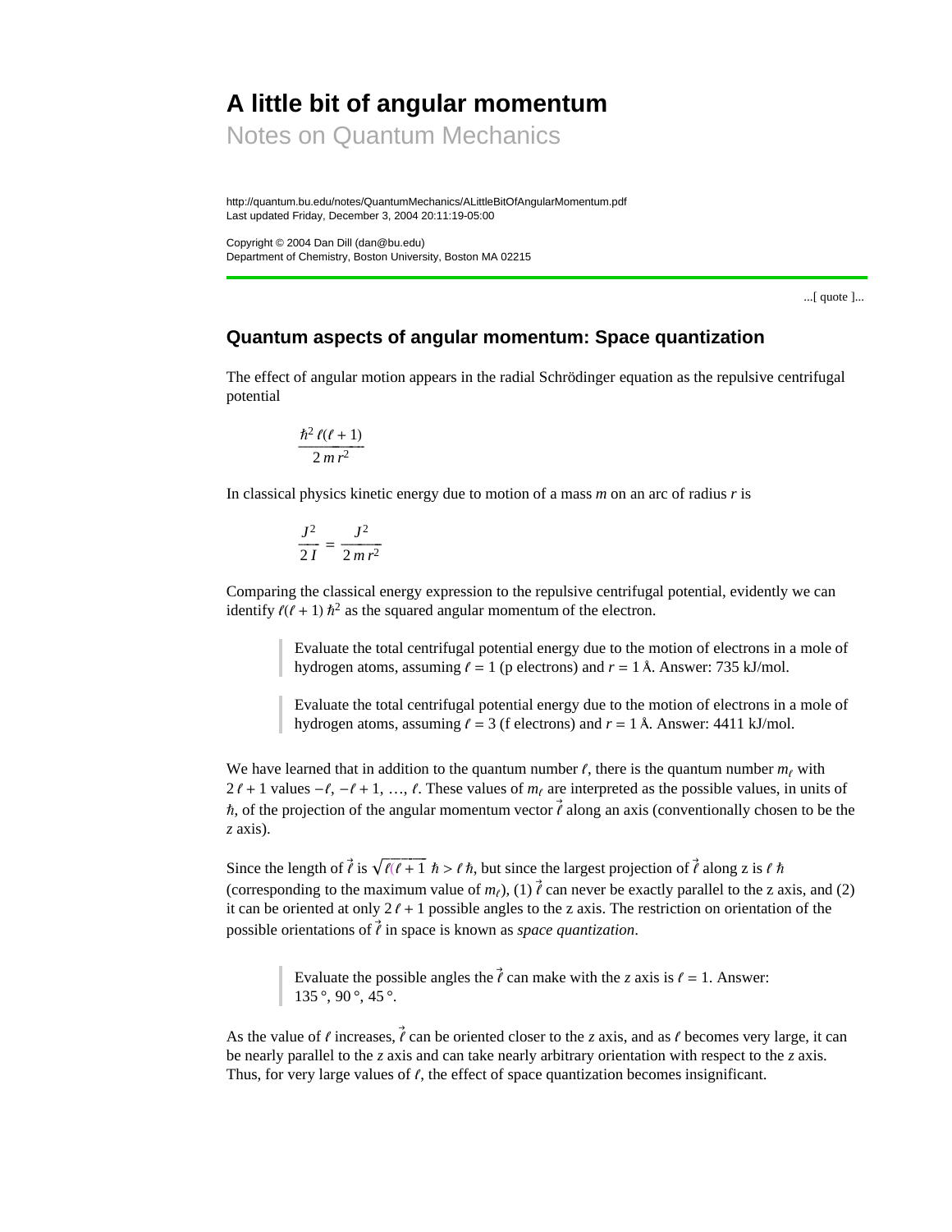# A little bit of angular momentum

Notes on Quantum Mechanics

http://quantum.bu.edu/notes/QuantumMechanics/ALittleBitOfAngularMomentum.pdf
Last updated Friday, December 3, 2004 20:11:19-05:00

Copyright © 2004 Dan Dill (dan@bu.edu)
Department of Chemistry, Boston University, Boston MA 02215

...[ quote ]...

## Quantum aspects of angular momentum: Space quantization

The effect of angular motion appears in the radial Schrödinger equation as the repulsive centrifugal potential

$$\frac{\hbar^2\,\ell(\ell+1)}{2\,m\,r^2}$$

In classical physics kinetic energy due to motion of a mass $m$ on an arc of radius $r$ is

$$\frac{J^2}{2\,I} = \frac{J^2}{2\,m\,r^2}$$

Comparing the classical energy expression to the repulsive centrifugal potential, evidently we can identify $\ell(\ell+1)\,\hbar^2$ as the squared angular momentum of the electron.

> Evaluate the total centrifugal potential energy due to the motion of electrons in a mole of hydrogen atoms, assuming $\ell = 1$ (p electrons) and $r = 1$ Å. Answer: 735 kJ/mol.

> Evaluate the total centrifugal potential energy due to the motion of electrons in a mole of hydrogen atoms, assuming $\ell = 3$ (f electrons) and $r = 1$ Å. Answer: 4411 kJ/mol.

We have learned that in addition to the quantum number $\ell$, there is the quantum number $m_\ell$ with $2\,\ell+1$ values $-\ell, -\ell+1, \ldots, \ell$. These values of $m_\ell$ are interpreted as the possible values, in units of $\hbar$, of the projection of the angular momentum vector $\vec{\ell}$ along an axis (conventionally chosen to be the $z$ axis).

Since the length of $\vec{\ell}$ is $\sqrt{\ell(\ell+1)}\;\hbar > \ell\,\hbar$, but since the largest projection of $\vec{\ell}$ along z is $\ell\,\hbar$ (corresponding to the maximum value of $m_\ell$), (1) $\vec{\ell}$ can never be exactly parallel to the z axis, and (2) it can be oriented at only $2\,\ell+1$ possible angles to the z axis. The restriction on orientation of the possible orientations of $\vec{\ell}$ in space is known as *space quantization*.

> Evaluate the possible angles the $\vec{\ell}$ can make with the $z$ axis is $\ell = 1$. Answer: 135 °, 90 °, 45 °.

As the value of $\ell$ increases, $\vec{\ell}$ can be oriented closer to the $z$ axis, and as $\ell$ becomes very large, it can be nearly parallel to the $z$ axis and can take nearly arbitrary orientation with respect to the $z$ axis. Thus, for very large values of $\ell$, the effect of space quantization becomes insignificant.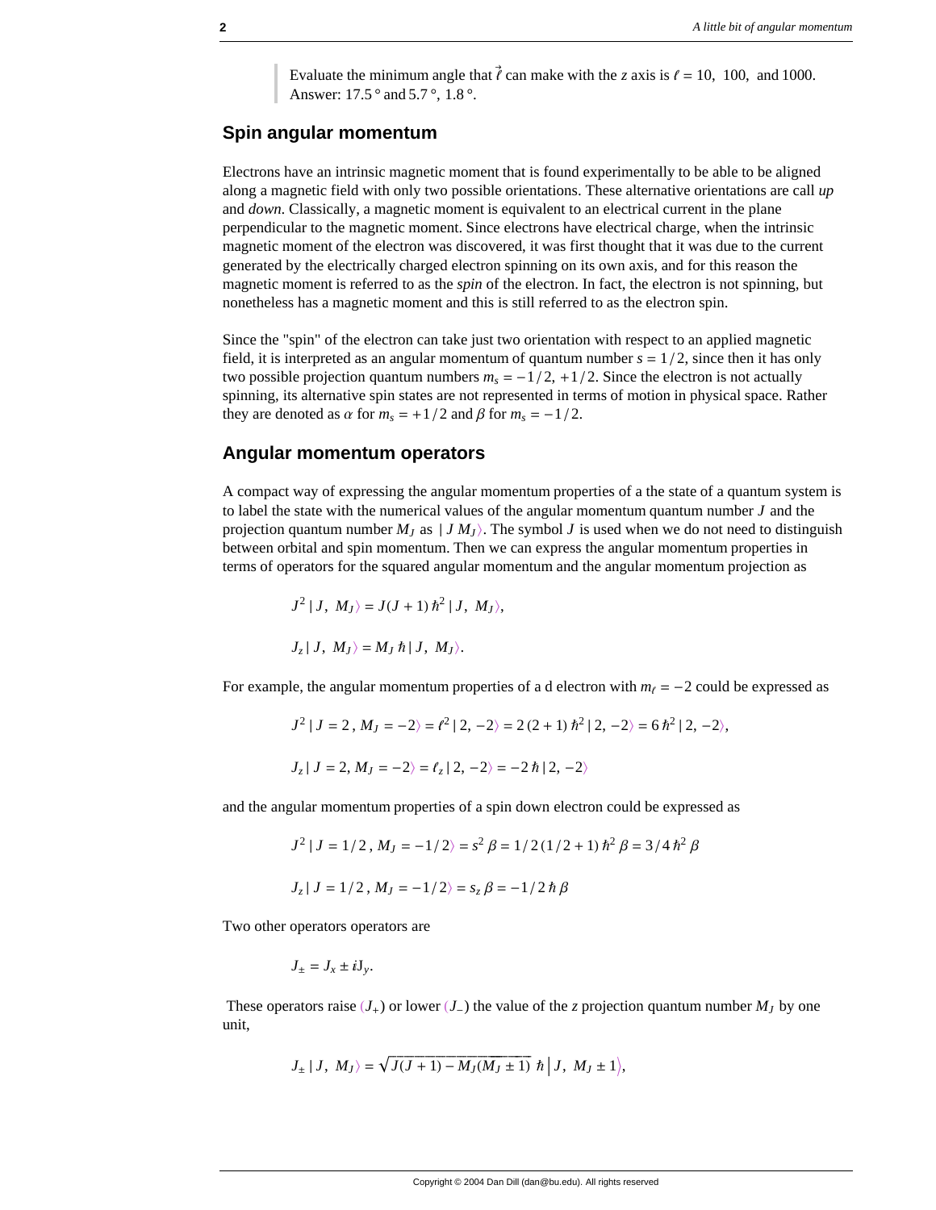> Evaluate the minimum angle that $\vec{\ell}$ can make with the $z$ axis is $\ell = 10$, 100, and 1000. Answer: 17.5° and 5.7°, 1.8°.

## Spin angular momentum

Electrons have an intrinsic magnetic moment that is found experimentally to be able to be aligned along a magnetic field with only two possible orientations. These alternative orientations are call *up* and *down*. Classically, a magnetic moment is equivalent to an electrical current in the plane perpendicular to the magnetic moment. Since electrons have electrical charge, when the intrinsic magnetic moment of the electron was discovered, it was first thought that it was due to the current generated by the electrically charged electron spinning on its own axis, and for this reason the magnetic moment is referred to as the *spin* of the electron. In fact, the electron is not spinning, but nonetheless has a magnetic moment and this is still referred to as the electron spin.

Since the "spin" of the electron can take just two orientation with respect to an applied magnetic field, it is interpreted as an angular momentum of quantum number $s = 1/2$, since then it has only two possible projection quantum numbers $m_s = -1/2, +1/2$. Since the electron is not actually spinning, its alternative spin states are not represented in terms of motion in physical space. Rather they are denoted as $\alpha$ for $m_s = +1/2$ and $\beta$ for $m_s = -1/2$.

## Angular momentum operators

A compact way of expressing the angular momentum properties of a the state of a quantum system is to label the state with the numerical values of the angular momentum quantum number $J$ and the projection quantum number $M_J$ as $|J\,M_J\rangle$. The symbol $J$ is used when we do not need to distinguish between orbital and spin momentum. Then we can express the angular momentum properties in terms of operators for the squared angular momentum and the angular momentum projection as

$$J^2\,|J,\ M_J\rangle = J(J+1)\,\hbar^2\,|J,\ M_J\rangle,$$

$$J_z\,|J,\ M_J\rangle = M_J\,\hbar\,|J,\ M_J\rangle.$$

For example, the angular momentum properties of a d electron with $m_\ell = -2$ could be expressed as

$$J^2\,|J = 2\,,\,M_J = -2\rangle = \ell^2\,|2,\,-2\rangle = 2\,(2+1)\,\hbar^2\,|2,\,-2\rangle = 6\,\hbar^2\,|2,\,-2\rangle,$$

$$J_z\,|J = 2,\,M_J = -2\rangle = \ell_z\,|2,\,-2\rangle = -2\,\hbar\,|2,\,-2\rangle$$

and the angular momentum properties of a spin down electron could be expressed as

$$J^2\,|J = 1/2\,,\,M_J = -1/2\rangle = s^2\,\beta = 1/2\,(1/2+1)\,\hbar^2\,\beta = 3/4\,\hbar^2\,\beta$$

$$J_z\,|J = 1/2\,,\,M_J = -1/2\rangle = s_z\,\beta = -1/2\,\hbar\,\beta$$

Two other operators operators are

$$J_\pm = J_x \pm i J_y.$$

These operators raise $(J_+)$ or lower $(J_-)$ the value of the $z$ projection quantum number $M_J$ by one unit,

$$J_\pm\,|J,\ M_J\rangle = \sqrt{J(J+1) - M_J(M_J \pm 1)}\ \hbar\,\big|J,\ M_J \pm 1\big\rangle,$$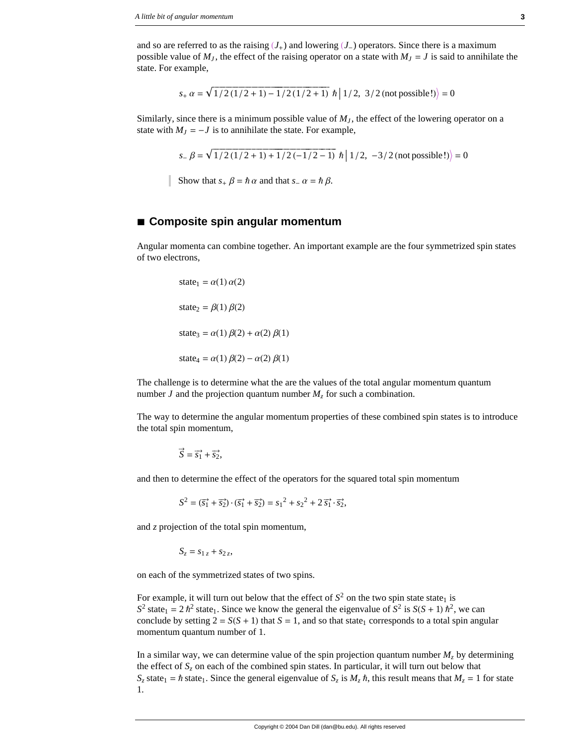and so are referred to as the raising ($J_+$) and lowering ($J_-$) operators. Since there is a maximum possible value of $M_J$, the effect of the raising operator on a state with $M_J = J$ is said to annihilate the state. For example,

$$s_+ \, \alpha = \sqrt{1/2\,(1/2+1) - 1/2\,(1/2+1)} \; \hbar \left| 1/2,\; 3/2 \,(\text{not possible!}) \right\rangle = 0$$

Similarly, since there is a minimum possible value of $M_J$, the effect of the lowering operator on a state with $M_J = -J$ is to annihilate the state. For example,

$$s_- \, \beta = \sqrt{1/2\,(1/2+1) + 1/2\,(-1/2-1)} \; \hbar \left| 1/2,\; -3/2 \,(\text{not possible!}) \right\rangle = 0$$

> Show that $s_+ \, \beta = \hbar \, \alpha$ and that $s_- \, \alpha = \hbar \, \beta$.

## ■ Composite spin angular momentum

Angular momenta can combine together. An important example are the four symmetrized spin states of two electrons,

$$\text{state}_1 = \alpha(1)\,\alpha(2)$$

$$\text{state}_2 = \beta(1)\,\beta(2)$$

$$\text{state}_3 = \alpha(1)\,\beta(2) + \alpha(2)\,\beta(1)$$

$$\text{state}_4 = \alpha(1)\,\beta(2) - \alpha(2)\,\beta(1)$$

The challenge is to determine what the are the values of the total angular momentum quantum number $J$ and the projection quantum number $M_z$ for such a combination.

The way to determine the angular momentum properties of these combined spin states is to introduce the total spin momentum,

$$\vec{S} = \vec{s_1} + \vec{s_2},$$

and then to determine the effect of the operators for the squared total spin momentum

$$S^2 = (\vec{s_1} + \vec{s_2}) \cdot (\vec{s_1} + \vec{s_2}) = {s_1}^2 + {s_2}^2 + 2\,\vec{s_1} \cdot \vec{s_2},$$

and $z$ projection of the total spin momentum,

$$S_z = s_{1\,z} + s_{2\,z},$$

on each of the symmetrized states of two spins.

For example, it will turn out below that the effect of $S^2$ on the two spin state $\text{state}_1$ is $S^2\,\text{state}_1 = 2\,\hbar^2\,\text{state}_1$. Since we know the general the eigenvalue of $S^2$ is $S(S+1)\,\hbar^2$, we can conclude by setting $2 = S(S+1)$ that $S = 1$, and so that $\text{state}_1$ corresponds to a total spin angular momentum quantum number of 1.

In a similar way, we can determine value of the spin projection quantum number $M_z$ by determining the effect of $S_z$ on each of the combined spin states. In particular, it will turn out below that $S_z\,\text{state}_1 = \hbar\,\text{state}_1$. Since the general eigenvalue of $S_z$ is $M_z\,\hbar$, this result means that $M_z = 1$ for state 1.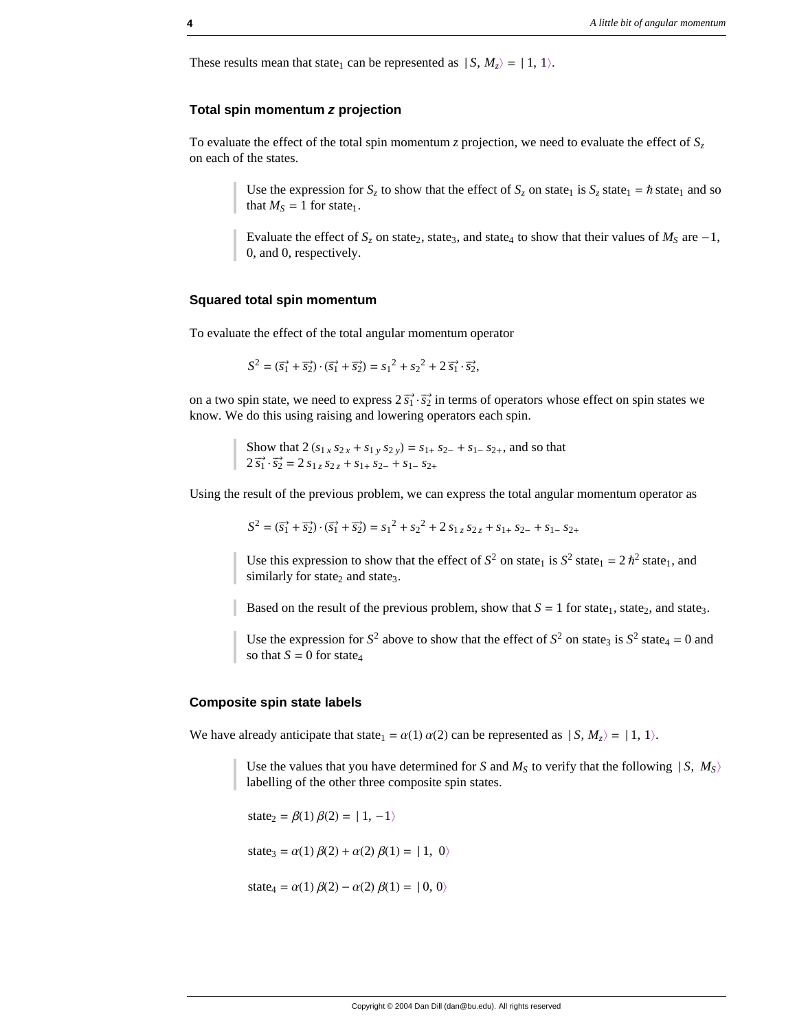These results mean that state$_1$ can be represented as $|S, M_z\rangle = |1, 1\rangle$.

### Total spin momentum *z* projection

To evaluate the effect of the total spin momentum *z* projection, we need to evaluate the effect of $S_z$ on each of the states.

> Use the expression for $S_z$ to show that the effect of $S_z$ on state$_1$ is $S_z$ state$_1 = \hbar$ state$_1$ and so that $M_S = 1$ for state$_1$.

> Evaluate the effect of $S_z$ on state$_2$, state$_3$, and state$_4$ to show that their values of $M_S$ are $-1$, 0, and 0, respectively.

### Squared total spin momentum

To evaluate the effect of the total angular momentum operator

$$S^2 = (\vec{s_1} + \vec{s_2}) \cdot (\vec{s_1} + \vec{s_2}) = s_1{}^2 + s_2{}^2 + 2\,\vec{s_1} \cdot \vec{s_2},$$

on a two spin state, we need to express $2\,\vec{s_1} \cdot \vec{s_2}$ in terms of operators whose effect on spin states we know. We do this using raising and lowering operators each spin.

> Show that $2\,(s_{1\,x}\, s_{2\,x} + s_{1\,y}\, s_{2\,y}) = s_{1+}\, s_{2-} + s_{1-}\, s_{2+}$, and so that $2\,\vec{s_1} \cdot \vec{s_2} = 2\, s_{1\,z}\, s_{2\,z} + s_{1+}\, s_{2-} + s_{1-}\, s_{2+}$

Using the result of the previous problem, we can express the total angular momentum operator as

$$S^2 = (\vec{s_1} + \vec{s_2}) \cdot (\vec{s_1} + \vec{s_2}) = s_1{}^2 + s_2{}^2 + 2\, s_{1\,z}\, s_{2\,z} + s_{1+}\, s_{2-} + s_{1-}\, s_{2+}$$

> Use this expression to show that the effect of $S^2$ on state$_1$ is $S^2$ state$_1 = 2\,\hbar^2$ state$_1$, and similarly for state$_2$ and state$_3$.

> Based on the result of the previous problem, show that $S = 1$ for state$_1$, state$_2$, and state$_3$.

> Use the expression for $S^2$ above to show that the effect of $S^2$ on state$_3$ is $S^2$ state$_4 = 0$ and so that $S = 0$ for state$_4$

### Composite spin state labels

We have already anticipate that state$_1 = \alpha(1)\,\alpha(2)$ can be represented as $|S, M_z\rangle = |1, 1\rangle$.

> Use the values that you have determined for $S$ and $M_S$ to verify that the following $|S, M_S\rangle$ labelling of the other three composite spin states.

$$\text{state}_2 = \beta(1)\,\beta(2) = |1, -1\rangle$$

$$\text{state}_3 = \alpha(1)\,\beta(2) + \alpha(2)\,\beta(1) = |1, 0\rangle$$

$$\text{state}_4 = \alpha(1)\,\beta(2) - \alpha(2)\,\beta(1) = |0, 0\rangle$$